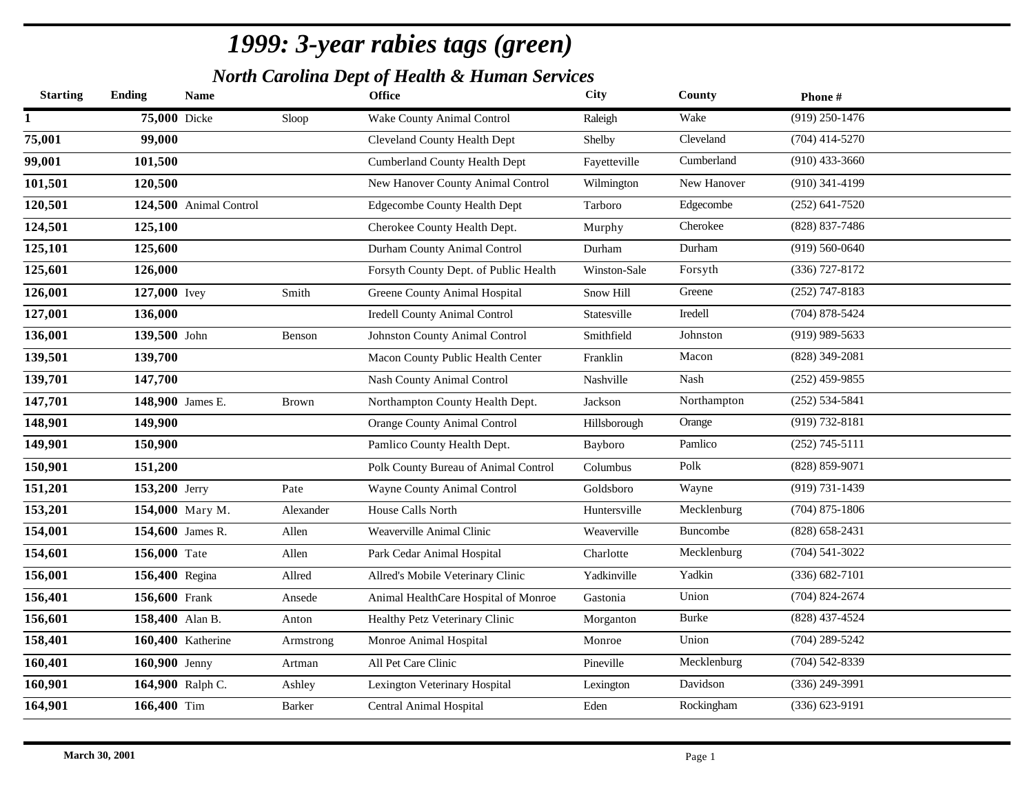# 1999: 3-year rabies tags (green)

## North Carolina Dept of Health & Human Services

| Starting | Ending | Name | | Office | City | County | Phone # |
|---|---|---|---|---|---|---|---|
| 1 | 75,000 | Dicke | Sloop | Wake County Animal Control | Raleigh | Wake | (919) 250-1476 |
| 75,001 | 99,000 | | | Cleveland County Health Dept | Shelby | Cleveland | (704) 414-5270 |
| 99,001 | 101,500 | | | Cumberland County Health Dept | Fayetteville | Cumberland | (910) 433-3660 |
| 101,501 | 120,500 | | | New Hanover County Animal Control | Wilmington | New Hanover | (910) 341-4199 |
| 120,501 | 124,500 | Animal Control | | Edgecombe County Health Dept | Tarboro | Edgecombe | (252) 641-7520 |
| 124,501 | 125,100 | | | Cherokee County Health Dept. | Murphy | Cherokee | (828) 837-7486 |
| 125,101 | 125,600 | | | Durham County Animal Control | Durham | Durham | (919) 560-0640 |
| 125,601 | 126,000 | | | Forsyth County Dept. of Public Health | Winston-Sale | Forsyth | (336) 727-8172 |
| 126,001 | 127,000 | Ivey | Smith | Greene County Animal Hospital | Snow Hill | Greene | (252) 747-8183 |
| 127,001 | 136,000 | | | Iredell County Animal Control | Statesville | Iredell | (704) 878-5424 |
| 136,001 | 139,500 | John | Benson | Johnston County Animal Control | Smithfield | Johnston | (919) 989-5633 |
| 139,501 | 139,700 | | | Macon County Public Health Center | Franklin | Macon | (828) 349-2081 |
| 139,701 | 147,700 | | | Nash County Animal Control | Nashville | Nash | (252) 459-9855 |
| 147,701 | 148,900 | James E. | Brown | Northampton County Health Dept. | Jackson | Northampton | (252) 534-5841 |
| 148,901 | 149,900 | | | Orange County Animal Control | Hillsborough | Orange | (919) 732-8181 |
| 149,901 | 150,900 | | | Pamlico County Health Dept. | Bayboro | Pamlico | (252) 745-5111 |
| 150,901 | 151,200 | | | Polk County Bureau of Animal Control | Columbus | Polk | (828) 859-9071 |
| 151,201 | 153,200 | Jerry | Pate | Wayne County Animal Control | Goldsboro | Wayne | (919) 731-1439 |
| 153,201 | 154,000 | Mary M. | Alexander | House Calls North | Huntersville | Mecklenburg | (704) 875-1806 |
| 154,001 | 154,600 | James R. | Allen | Weaverville Animal Clinic | Weaverville | Buncombe | (828) 658-2431 |
| 154,601 | 156,000 | Tate | Allen | Park Cedar Animal Hospital | Charlotte | Mecklenburg | (704) 541-3022 |
| 156,001 | 156,400 | Regina | Allred | Allred's Mobile Veterinary Clinic | Yadkinville | Yadkin | (336) 682-7101 |
| 156,401 | 156,600 | Frank | Ansede | Animal HealthCare Hospital of Monroe | Gastonia | Union | (704) 824-2674 |
| 156,601 | 158,400 | Alan B. | Anton | Healthy Petz Veterinary Clinic | Morganton | Burke | (828) 437-4524 |
| 158,401 | 160,400 | Katherine | Armstrong | Monroe Animal Hospital | Monroe | Union | (704) 289-5242 |
| 160,401 | 160,900 | Jenny | Artman | All Pet Care Clinic | Pineville | Mecklenburg | (704) 542-8339 |
| 160,901 | 164,900 | Ralph C. | Ashley | Lexington Veterinary Hospital | Lexington | Davidson | (336) 249-3991 |
| 164,901 | 166,400 | Tim | Barker | Central Animal Hospital | Eden | Rockingham | (336) 623-9191 |

**March 30, 2001**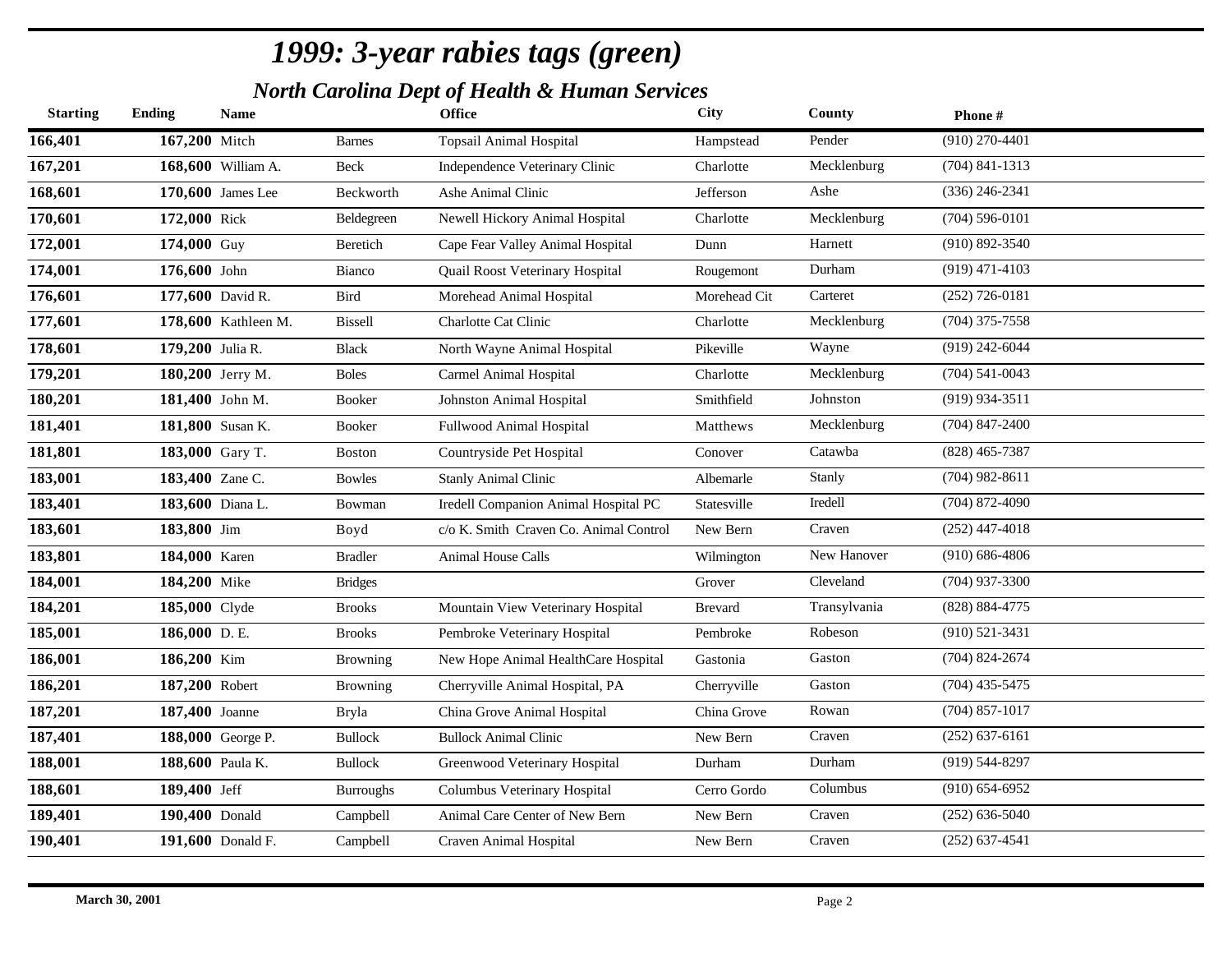# 1999: 3-year rabies tags (green)

## North Carolina Dept of Health & Human Services

| Starting | Ending | Name | | Office | City | County | Phone # |
|---|---|---|---|---|---|---|---|
| 166,401 | 167,200 | Mitch | Barnes | Topsail Animal Hospital | Hampstead | Pender | (910) 270-4401 |
| 167,201 | 168,600 | William A. | Beck | Independence Veterinary Clinic | Charlotte | Mecklenburg | (704) 841-1313 |
| 168,601 | 170,600 | James Lee | Beckworth | Ashe Animal Clinic | Jefferson | Ashe | (336) 246-2341 |
| 170,601 | 172,000 | Rick | Beldegreen | Newell Hickory Animal Hospital | Charlotte | Mecklenburg | (704) 596-0101 |
| 172,001 | 174,000 | Guy | Beretich | Cape Fear Valley Animal Hospital | Dunn | Harnett | (910) 892-3540 |
| 174,001 | 176,600 | John | Bianco | Quail Roost Veterinary Hospital | Rougemont | Durham | (919) 471-4103 |
| 176,601 | 177,600 | David R. | Bird | Morehead Animal Hospital | Morehead Cit | Carteret | (252) 726-0181 |
| 177,601 | 178,600 | Kathleen M. | Bissell | Charlotte Cat Clinic | Charlotte | Mecklenburg | (704) 375-7558 |
| 178,601 | 179,200 | Julia R. | Black | North Wayne Animal Hospital | Pikeville | Wayne | (919) 242-6044 |
| 179,201 | 180,200 | Jerry M. | Boles | Carmel Animal Hospital | Charlotte | Mecklenburg | (704) 541-0043 |
| 180,201 | 181,400 | John M. | Booker | Johnston Animal Hospital | Smithfield | Johnston | (919) 934-3511 |
| 181,401 | 181,800 | Susan K. | Booker | Fullwood Animal Hospital | Matthews | Mecklenburg | (704) 847-2400 |
| 181,801 | 183,000 | Gary T. | Boston | Countryside Pet Hospital | Conover | Catawba | (828) 465-7387 |
| 183,001 | 183,400 | Zane C. | Bowles | Stanly Animal Clinic | Albemarle | Stanly | (704) 982-8611 |
| 183,401 | 183,600 | Diana L. | Bowman | Iredell Companion Animal Hospital PC | Statesville | Iredell | (704) 872-4090 |
| 183,601 | 183,800 | Jim | Boyd | c/o K. Smith Craven Co. Animal Control | New Bern | Craven | (252) 447-4018 |
| 183,801 | 184,000 | Karen | Bradler | Animal House Calls | Wilmington | New Hanover | (910) 686-4806 |
| 184,001 | 184,200 | Mike | Bridges | | Grover | Cleveland | (704) 937-3300 |
| 184,201 | 185,000 | Clyde | Brooks | Mountain View Veterinary Hospital | Brevard | Transylvania | (828) 884-4775 |
| 185,001 | 186,000 | D. E. | Brooks | Pembroke Veterinary Hospital | Pembroke | Robeson | (910) 521-3431 |
| 186,001 | 186,200 | Kim | Browning | New Hope Animal HealthCare Hospital | Gastonia | Gaston | (704) 824-2674 |
| 186,201 | 187,200 | Robert | Browning | Cherryville Animal Hospital, PA | Cherryville | Gaston | (704) 435-5475 |
| 187,201 | 187,400 | Joanne | Bryla | China Grove Animal Hospital | China Grove | Rowan | (704) 857-1017 |
| 187,401 | 188,000 | George P. | Bullock | Bullock Animal Clinic | New Bern | Craven | (252) 637-6161 |
| 188,001 | 188,600 | Paula K. | Bullock | Greenwood Veterinary Hospital | Durham | Durham | (919) 544-8297 |
| 188,601 | 189,400 | Jeff | Burroughs | Columbus Veterinary Hospital | Cerro Gordo | Columbus | (910) 654-6952 |
| 189,401 | 190,400 | Donald | Campbell | Animal Care Center of New Bern | New Bern | Craven | (252) 636-5040 |
| 190,401 | 191,600 | Donald F. | Campbell | Craven Animal Hospital | New Bern | Craven | (252) 637-4541 |

March 30, 2001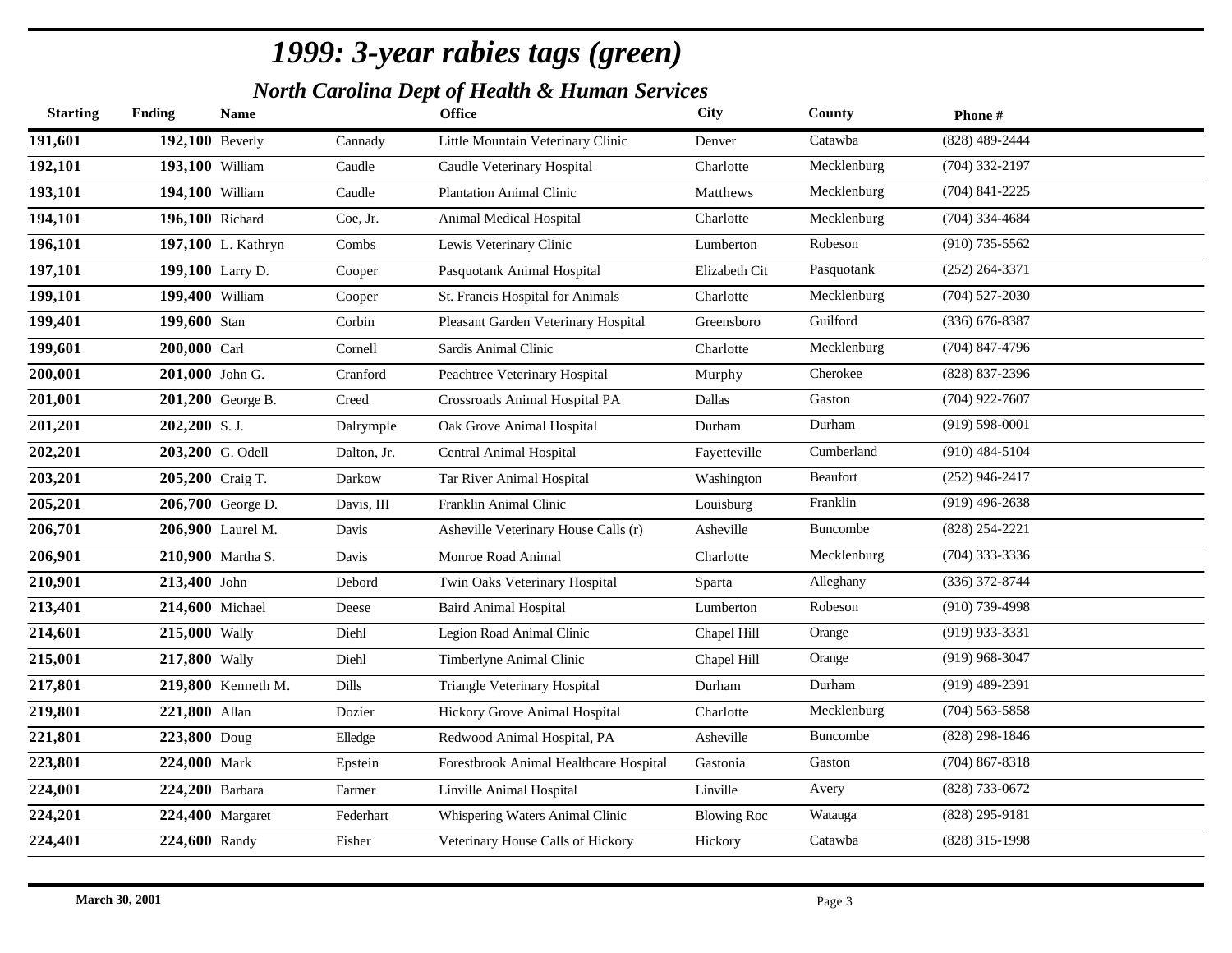# *1999: 3-year rabies tags (green)*

## *North Carolina Dept of Health & Human Services*

| Starting | Ending | Name | | Office | City | County | Phone # |
|---|---|---|---|---|---|---|---|
| **191,601** | **192,100** | Beverly | Cannady | Little Mountain Veterinary Clinic | Denver | Catawba | (828) 489-2444 |
| **192,101** | **193,100** | William | Caudle | Caudle Veterinary Hospital | Charlotte | Mecklenburg | (704) 332-2197 |
| **193,101** | **194,100** | William | Caudle | Plantation Animal Clinic | Matthews | Mecklenburg | (704) 841-2225 |
| **194,101** | **196,100** | Richard | Coe, Jr. | Animal Medical Hospital | Charlotte | Mecklenburg | (704) 334-4684 |
| **196,101** | **197,100** | L. Kathryn | Combs | Lewis Veterinary Clinic | Lumberton | Robeson | (910) 735-5562 |
| **197,101** | **199,100** | Larry D. | Cooper | Pasquotank Animal Hospital | Elizabeth Cit | Pasquotank | (252) 264-3371 |
| **199,101** | **199,400** | William | Cooper | St. Francis Hospital for Animals | Charlotte | Mecklenburg | (704) 527-2030 |
| **199,401** | **199,600** | Stan | Corbin | Pleasant Garden Veterinary Hospital | Greensboro | Guilford | (336) 676-8387 |
| **199,601** | **200,000** | Carl | Cornell | Sardis Animal Clinic | Charlotte | Mecklenburg | (704) 847-4796 |
| **200,001** | **201,000** | John G. | Cranford | Peachtree Veterinary Hospital | Murphy | Cherokee | (828) 837-2396 |
| **201,001** | **201,200** | George B. | Creed | Crossroads Animal Hospital PA | Dallas | Gaston | (704) 922-7607 |
| **201,201** | **202,200** | S. J. | Dalrymple | Oak Grove Animal Hospital | Durham | Durham | (919) 598-0001 |
| **202,201** | **203,200** | G. Odell | Dalton, Jr. | Central Animal Hospital | Fayetteville | Cumberland | (910) 484-5104 |
| **203,201** | **205,200** | Craig T. | Darkow | Tar River Animal Hospital | Washington | Beaufort | (252) 946-2417 |
| **205,201** | **206,700** | George D. | Davis, III | Franklin Animal Clinic | Louisburg | Franklin | (919) 496-2638 |
| **206,701** | **206,900** | Laurel M. | Davis | Asheville Veterinary House Calls (r) | Asheville | Buncombe | (828) 254-2221 |
| **206,901** | **210,900** | Martha S. | Davis | Monroe Road Animal | Charlotte | Mecklenburg | (704) 333-3336 |
| **210,901** | **213,400** | John | Debord | Twin Oaks Veterinary Hospital | Sparta | Alleghany | (336) 372-8744 |
| **213,401** | **214,600** | Michael | Deese | Baird Animal Hospital | Lumberton | Robeson | (910) 739-4998 |
| **214,601** | **215,000** | Wally | Diehl | Legion Road Animal Clinic | Chapel Hill | Orange | (919) 933-3331 |
| **215,001** | **217,800** | Wally | Diehl | Timberlyne Animal Clinic | Chapel Hill | Orange | (919) 968-3047 |
| **217,801** | **219,800** | Kenneth M. | Dills | Triangle Veterinary Hospital | Durham | Durham | (919) 489-2391 |
| **219,801** | **221,800** | Allan | Dozier | Hickory Grove Animal Hospital | Charlotte | Mecklenburg | (704) 563-5858 |
| **221,801** | **223,800** | Doug | Elledge | Redwood Animal Hospital, PA | Asheville | Buncombe | (828) 298-1846 |
| **223,801** | **224,000** | Mark | Epstein | Forestbrook Animal Healthcare Hospital | Gastonia | Gaston | (704) 867-8318 |
| **224,001** | **224,200** | Barbara | Farmer | Linville Animal Hospital | Linville | Avery | (828) 733-0672 |
| **224,201** | **224,400** | Margaret | Federhart | Whispering Waters Animal Clinic | Blowing Roc | Watauga | (828) 295-9181 |
| **224,401** | **224,600** | Randy | Fisher | Veterinary House Calls of Hickory | Hickory | Catawba | (828) 315-1998 |

**March 30, 2001**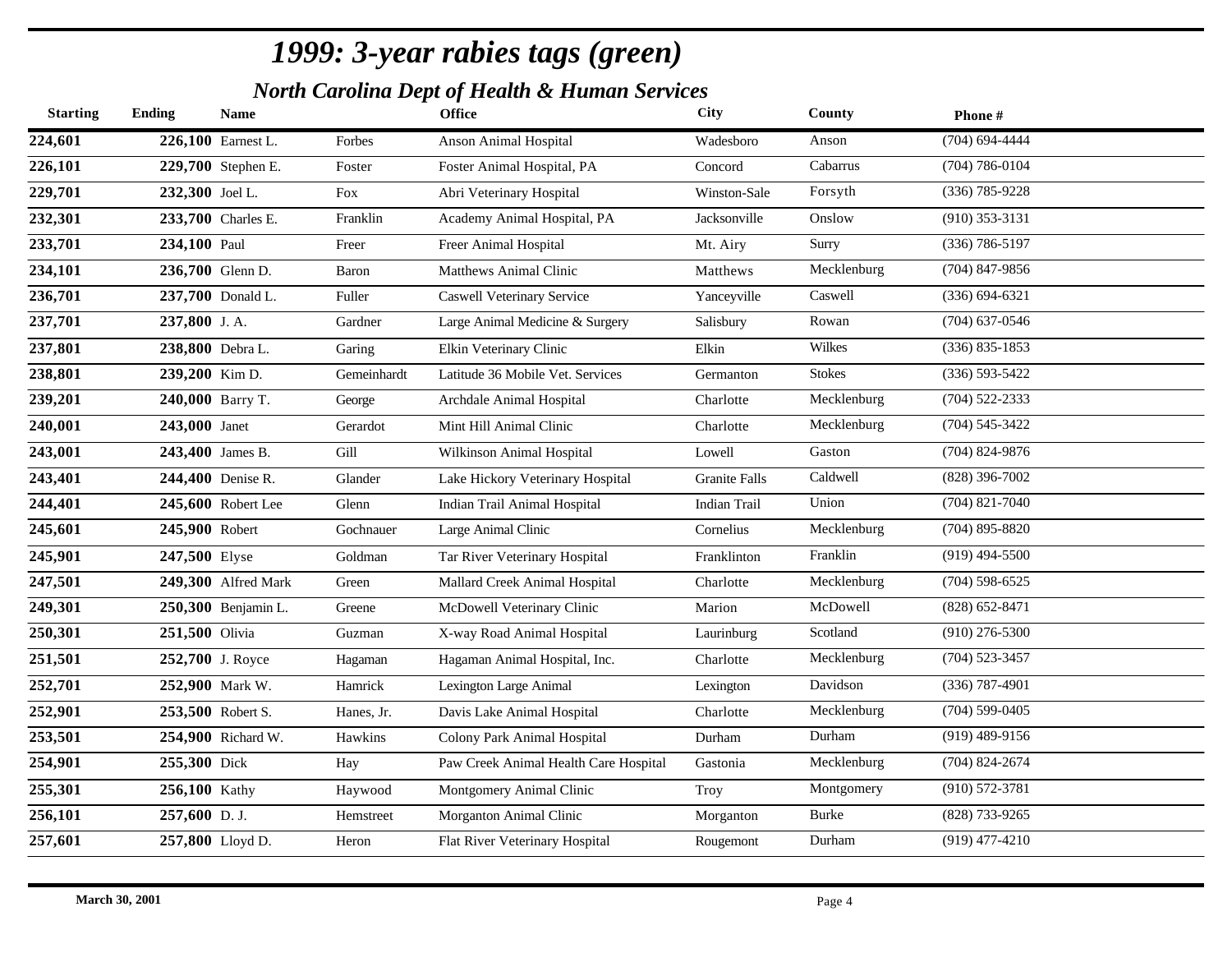# *1999: 3-year rabies tags (green)*

## *North Carolina Dept of Health & Human Services*

| Starting | Ending | Name | | Office | City | County | Phone # |
|---|---|---|---|---|---|---|---|
| **224,601** | **226,100** | Earnest L. | Forbes | Anson Animal Hospital | Wadesboro | Anson | (704) 694-4444 |
| **226,101** | **229,700** | Stephen E. | Foster | Foster Animal Hospital, PA | Concord | Cabarrus | (704) 786-0104 |
| **229,701** | **232,300** | Joel L. | Fox | Abri Veterinary Hospital | Winston-Sale | Forsyth | (336) 785-9228 |
| **232,301** | **233,700** | Charles E. | Franklin | Academy Animal Hospital, PA | Jacksonville | Onslow | (910) 353-3131 |
| **233,701** | **234,100** | Paul | Freer | Freer Animal Hospital | Mt. Airy | Surry | (336) 786-5197 |
| **234,101** | **236,700** | Glenn D. | Baron | Matthews Animal Clinic | Matthews | Mecklenburg | (704) 847-9856 |
| **236,701** | **237,700** | Donald L. | Fuller | Caswell Veterinary Service | Yanceyville | Caswell | (336) 694-6321 |
| **237,701** | **237,800** | J. A. | Gardner | Large Animal Medicine & Surgery | Salisbury | Rowan | (704) 637-0546 |
| **237,801** | **238,800** | Debra L. | Garing | Elkin Veterinary Clinic | Elkin | Wilkes | (336) 835-1853 |
| **238,801** | **239,200** | Kim D. | Gemeinhardt | Latitude 36 Mobile Vet. Services | Germanton | Stokes | (336) 593-5422 |
| **239,201** | **240,000** | Barry T. | George | Archdale Animal Hospital | Charlotte | Mecklenburg | (704) 522-2333 |
| **240,001** | **243,000** | Janet | Gerardot | Mint Hill Animal Clinic | Charlotte | Mecklenburg | (704) 545-3422 |
| **243,001** | **243,400** | James B. | Gill | Wilkinson Animal Hospital | Lowell | Gaston | (704) 824-9876 |
| **243,401** | **244,400** | Denise R. | Glander | Lake Hickory Veterinary Hospital | Granite Falls | Caldwell | (828) 396-7002 |
| **244,401** | **245,600** | Robert Lee | Glenn | Indian Trail Animal Hospital | Indian Trail | Union | (704) 821-7040 |
| **245,601** | **245,900** | Robert | Gochnauer | Large Animal Clinic | Cornelius | Mecklenburg | (704) 895-8820 |
| **245,901** | **247,500** | Elyse | Goldman | Tar River Veterinary Hospital | Franklinton | Franklin | (919) 494-5500 |
| **247,501** | **249,300** | Alfred Mark | Green | Mallard Creek Animal Hospital | Charlotte | Mecklenburg | (704) 598-6525 |
| **249,301** | **250,300** | Benjamin L. | Greene | McDowell Veterinary Clinic | Marion | McDowell | (828) 652-8471 |
| **250,301** | **251,500** | Olivia | Guzman | X-way Road Animal Hospital | Laurinburg | Scotland | (910) 276-5300 |
| **251,501** | **252,700** | J. Royce | Hagaman | Hagaman Animal Hospital, Inc. | Charlotte | Mecklenburg | (704) 523-3457 |
| **252,701** | **252,900** | Mark W. | Hamrick | Lexington Large Animal | Lexington | Davidson | (336) 787-4901 |
| **252,901** | **253,500** | Robert S. | Hanes, Jr. | Davis Lake Animal Hospital | Charlotte | Mecklenburg | (704) 599-0405 |
| **253,501** | **254,900** | Richard W. | Hawkins | Colony Park Animal Hospital | Durham | Durham | (919) 489-9156 |
| **254,901** | **255,300** | Dick | Hay | Paw Creek Animal Health Care Hospital | Gastonia | Mecklenburg | (704) 824-2674 |
| **255,301** | **256,100** | Kathy | Haywood | Montgomery Animal Clinic | Troy | Montgomery | (910) 572-3781 |
| **256,101** | **257,600** | D. J. | Hemstreet | Morganton Animal Clinic | Morganton | Burke | (828) 733-9265 |
| **257,601** | **257,800** | Lloyd D. | Heron | Flat River Veterinary Hospital | Rougemont | Durham | (919) 477-4210 |

**March 30, 2001**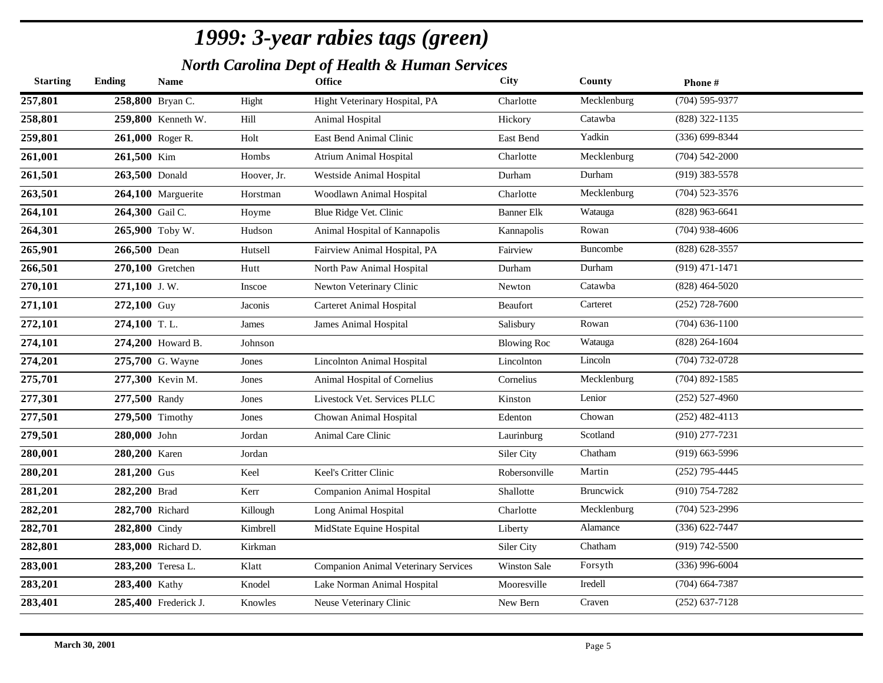# 1999: 3-year rabies tags (green)

## North Carolina Dept of Health & Human Services

| Starting | Ending | Name | | Office | City | County | Phone # |
|---|---|---|---|---|---|---|---|
| 257,801 | 258,800 | Bryan C. | Hight | Hight Veterinary Hospital, PA | Charlotte | Mecklenburg | (704) 595-9377 |
| 258,801 | 259,800 | Kenneth W. | Hill | Animal Hospital | Hickory | Catawba | (828) 322-1135 |
| 259,801 | 261,000 | Roger R. | Holt | East Bend Animal Clinic | East Bend | Yadkin | (336) 699-8344 |
| 261,001 | 261,500 | Kim | Hombs | Atrium Animal Hospital | Charlotte | Mecklenburg | (704) 542-2000 |
| 261,501 | 263,500 | Donald | Hoover, Jr. | Westside Animal Hospital | Durham | Durham | (919) 383-5578 |
| 263,501 | 264,100 | Marguerite | Horstman | Woodlawn Animal Hospital | Charlotte | Mecklenburg | (704) 523-3576 |
| 264,101 | 264,300 | Gail C. | Hoyme | Blue Ridge Vet. Clinic | Banner Elk | Watauga | (828) 963-6641 |
| 264,301 | 265,900 | Toby W. | Hudson | Animal Hospital of Kannapolis | Kannapolis | Rowan | (704) 938-4606 |
| 265,901 | 266,500 | Dean | Hutsell | Fairview Animal Hospital, PA | Fairview | Buncombe | (828) 628-3557 |
| 266,501 | 270,100 | Gretchen | Hutt | North Paw Animal Hospital | Durham | Durham | (919) 471-1471 |
| 270,101 | 271,100 | J. W. | Inscoe | Newton Veterinary Clinic | Newton | Catawba | (828) 464-5020 |
| 271,101 | 272,100 | Guy | Jaconis | Carteret Animal Hospital | Beaufort | Carteret | (252) 728-7600 |
| 272,101 | 274,100 | T. L. | James | James Animal Hospital | Salisbury | Rowan | (704) 636-1100 |
| 274,101 | 274,200 | Howard B. | Johnson | | Blowing Roc | Watauga | (828) 264-1604 |
| 274,201 | 275,700 | G. Wayne | Jones | Lincolnton Animal Hospital | Lincolnton | Lincoln | (704) 732-0728 |
| 275,701 | 277,300 | Kevin M. | Jones | Animal Hospital of Cornelius | Cornelius | Mecklenburg | (704) 892-1585 |
| 277,301 | 277,500 | Randy | Jones | Livestock Vet. Services PLLC | Kinston | Lenior | (252) 527-4960 |
| 277,501 | 279,500 | Timothy | Jones | Chowan Animal Hospital | Edenton | Chowan | (252) 482-4113 |
| 279,501 | 280,000 | John | Jordan | Animal Care Clinic | Laurinburg | Scotland | (910) 277-7231 |
| 280,001 | 280,200 | Karen | Jordan | | Siler City | Chatham | (919) 663-5996 |
| 280,201 | 281,200 | Gus | Keel | Keel's Critter Clinic | Robersonville | Martin | (252) 795-4445 |
| 281,201 | 282,200 | Brad | Kerr | Companion Animal Hospital | Shallotte | Bruncwick | (910) 754-7282 |
| 282,201 | 282,700 | Richard | Killough | Long Animal Hospital | Charlotte | Mecklenburg | (704) 523-2996 |
| 282,701 | 282,800 | Cindy | Kimbrell | MidState Equine Hospital | Liberty | Alamance | (336) 622-7447 |
| 282,801 | 283,000 | Richard D. | Kirkman | | Siler City | Chatham | (919) 742-5500 |
| 283,001 | 283,200 | Teresa L. | Klatt | Companion Animal Veterinary Services | Winston Sale | Forsyth | (336) 996-6004 |
| 283,201 | 283,400 | Kathy | Knodel | Lake Norman Animal Hospital | Mooresville | Iredell | (704) 664-7387 |
| 283,401 | 285,400 | Frederick J. | Knowles | Neuse Veterinary Clinic | New Bern | Craven | (252) 637-7128 |

March 30, 2001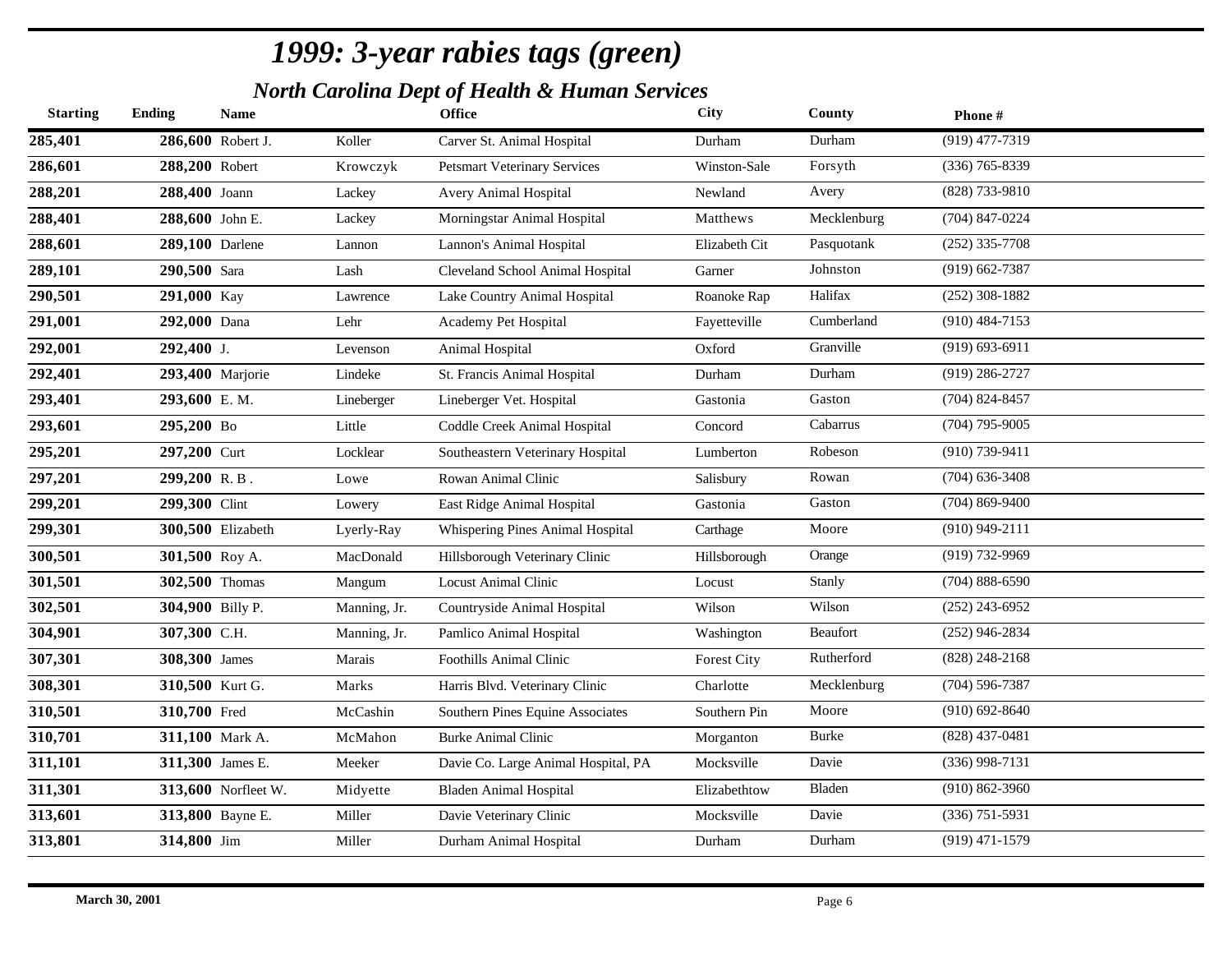# *1999: 3-year rabies tags (green)*

## *North Carolina Dept of Health & Human Services*

| Starting | Ending | Name | | Office | City | County | Phone # |
|---|---|---|---|---|---|---|---|
| 285,401 | 286,600 | Robert J. | Koller | Carver St. Animal Hospital | Durham | Durham | (919) 477-7319 |
| 286,601 | 288,200 | Robert | Krowczyk | Petsmart Veterinary Services | Winston-Sale | Forsyth | (336) 765-8339 |
| 288,201 | 288,400 | Joann | Lackey | Avery Animal Hospital | Newland | Avery | (828) 733-9810 |
| 288,401 | 288,600 | John E. | Lackey | Morningstar Animal Hospital | Matthews | Mecklenburg | (704) 847-0224 |
| 288,601 | 289,100 | Darlene | Lannon | Lannon's Animal Hospital | Elizabeth Cit | Pasquotank | (252) 335-7708 |
| 289,101 | 290,500 | Sara | Lash | Cleveland School Animal Hospital | Garner | Johnston | (919) 662-7387 |
| 290,501 | 291,000 | Kay | Lawrence | Lake Country Animal Hospital | Roanoke Rap | Halifax | (252) 308-1882 |
| 291,001 | 292,000 | Dana | Lehr | Academy Pet Hospital | Fayetteville | Cumberland | (910) 484-7153 |
| 292,001 | 292,400 | J. | Levenson | Animal Hospital | Oxford | Granville | (919) 693-6911 |
| 292,401 | 293,400 | Marjorie | Lindeke | St. Francis Animal Hospital | Durham | Durham | (919) 286-2727 |
| 293,401 | 293,600 | E. M. | Lineberger | Lineberger Vet. Hospital | Gastonia | Gaston | (704) 824-8457 |
| 293,601 | 295,200 | Bo | Little | Coddle Creek Animal Hospital | Concord | Cabarrus | (704) 795-9005 |
| 295,201 | 297,200 | Curt | Locklear | Southeastern Veterinary Hospital | Lumberton | Robeson | (910) 739-9411 |
| 297,201 | 299,200 | R. B . | Lowe | Rowan Animal Clinic | Salisbury | Rowan | (704) 636-3408 |
| 299,201 | 299,300 | Clint | Lowery | East Ridge Animal Hospital | Gastonia | Gaston | (704) 869-9400 |
| 299,301 | 300,500 | Elizabeth | Lyerly-Ray | Whispering Pines Animal Hospital | Carthage | Moore | (910) 949-2111 |
| 300,501 | 301,500 | Roy A. | MacDonald | Hillsborough Veterinary Clinic | Hillsborough | Orange | (919) 732-9969 |
| 301,501 | 302,500 | Thomas | Mangum | Locust Animal Clinic | Locust | Stanly | (704) 888-6590 |
| 302,501 | 304,900 | Billy P. | Manning, Jr. | Countryside Animal Hospital | Wilson | Wilson | (252) 243-6952 |
| 304,901 | 307,300 | C.H. | Manning, Jr. | Pamlico Animal Hospital | Washington | Beaufort | (252) 946-2834 |
| 307,301 | 308,300 | James | Marais | Foothills Animal Clinic | Forest City | Rutherford | (828) 248-2168 |
| 308,301 | 310,500 | Kurt G. | Marks | Harris Blvd. Veterinary Clinic | Charlotte | Mecklenburg | (704) 596-7387 |
| 310,501 | 310,700 | Fred | McCashin | Southern Pines Equine Associates | Southern Pin | Moore | (910) 692-8640 |
| 310,701 | 311,100 | Mark A. | McMahon | Burke Animal Clinic | Morganton | Burke | (828) 437-0481 |
| 311,101 | 311,300 | James E. | Meeker | Davie Co. Large Animal Hospital, PA | Mocksville | Davie | (336) 998-7131 |
| 311,301 | 313,600 | Norfleet W. | Midyette | Bladen Animal Hospital | Elizabethtow | Bladen | (910) 862-3960 |
| 313,601 | 313,800 | Bayne E. | Miller | Davie Veterinary Clinic | Mocksville | Davie | (336) 751-5931 |
| 313,801 | 314,800 | Jim | Miller | Durham Animal Hospital | Durham | Durham | (919) 471-1579 |

**March 30, 2001**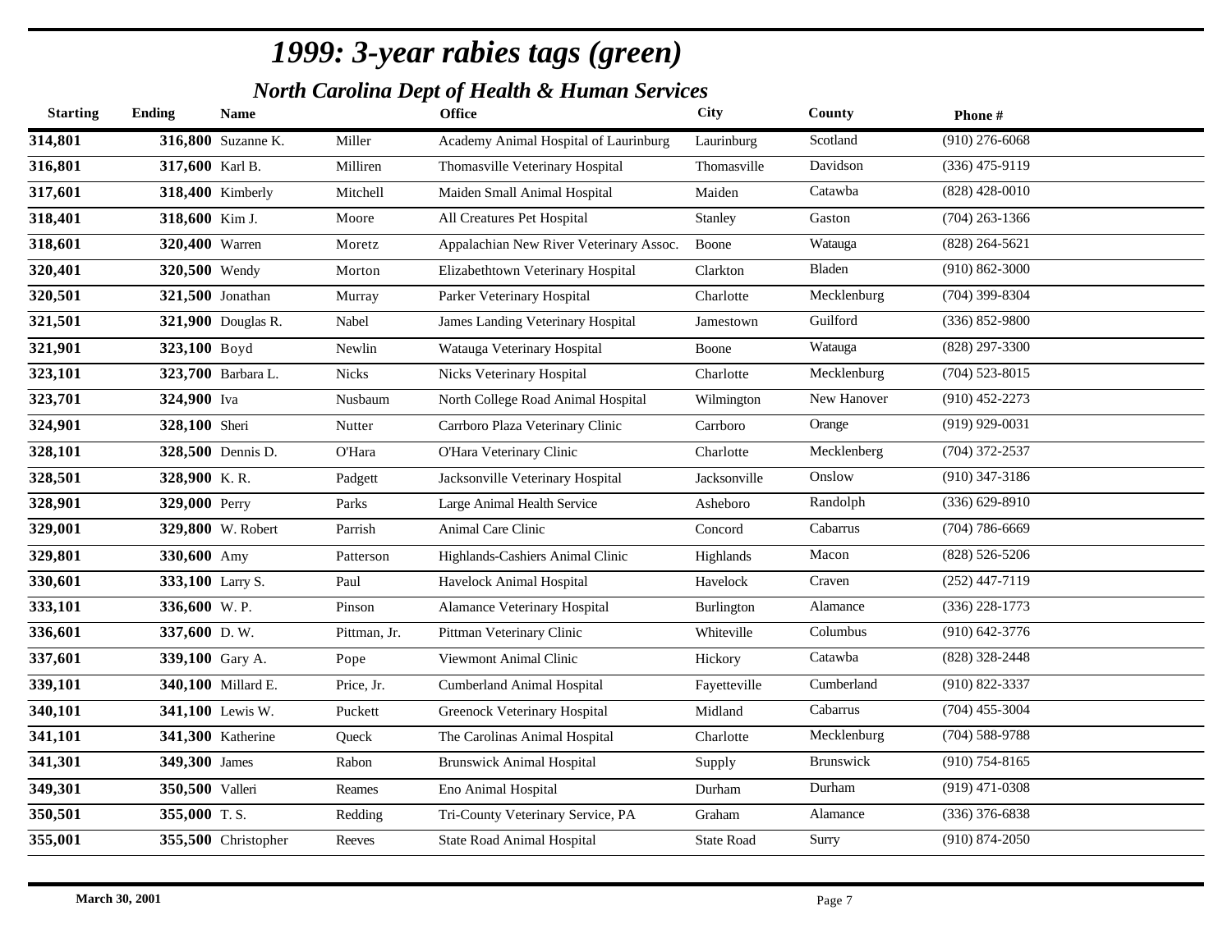# 1999: 3-year rabies tags (green)

## North Carolina Dept of Health & Human Services

| Starting | Ending | Name | | Office | City | County | Phone # |
|---|---|---|---|---|---|---|---|
| 314,801 | 316,800 | Suzanne K. | Miller | Academy Animal Hospital of Laurinburg | Laurinburg | Scotland | (910) 276-6068 |
| 316,801 | 317,600 | Karl B. | Milliren | Thomasville Veterinary Hospital | Thomasville | Davidson | (336) 475-9119 |
| 317,601 | 318,400 | Kimberly | Mitchell | Maiden Small Animal Hospital | Maiden | Catawba | (828) 428-0010 |
| 318,401 | 318,600 | Kim J. | Moore | All Creatures Pet Hospital | Stanley | Gaston | (704) 263-1366 |
| 318,601 | 320,400 | Warren | Moretz | Appalachian New River Veterinary Assoc. | Boone | Watauga | (828) 264-5621 |
| 320,401 | 320,500 | Wendy | Morton | Elizabethtown Veterinary Hospital | Clarkton | Bladen | (910) 862-3000 |
| 320,501 | 321,500 | Jonathan | Murray | Parker Veterinary Hospital | Charlotte | Mecklenburg | (704) 399-8304 |
| 321,501 | 321,900 | Douglas R. | Nabel | James Landing Veterinary Hospital | Jamestown | Guilford | (336) 852-9800 |
| 321,901 | 323,100 | Boyd | Newlin | Watauga Veterinary Hospital | Boone | Watauga | (828) 297-3300 |
| 323,101 | 323,700 | Barbara L. | Nicks | Nicks Veterinary Hospital | Charlotte | Mecklenburg | (704) 523-8015 |
| 323,701 | 324,900 | Iva | Nusbaum | North College Road Animal Hospital | Wilmington | New Hanover | (910) 452-2273 |
| 324,901 | 328,100 | Sheri | Nutter | Carrboro Plaza Veterinary Clinic | Carrboro | Orange | (919) 929-0031 |
| 328,101 | 328,500 | Dennis D. | O'Hara | O'Hara Veterinary Clinic | Charlotte | Mecklenberg | (704) 372-2537 |
| 328,501 | 328,900 | K. R. | Padgett | Jacksonville Veterinary Hospital | Jacksonville | Onslow | (910) 347-3186 |
| 328,901 | 329,000 | Perry | Parks | Large Animal Health Service | Asheboro | Randolph | (336) 629-8910 |
| 329,001 | 329,800 | W. Robert | Parrish | Animal Care Clinic | Concord | Cabarrus | (704) 786-6669 |
| 329,801 | 330,600 | Amy | Patterson | Highlands-Cashiers Animal Clinic | Highlands | Macon | (828) 526-5206 |
| 330,601 | 333,100 | Larry S. | Paul | Havelock Animal Hospital | Havelock | Craven | (252) 447-7119 |
| 333,101 | 336,600 | W. P. | Pinson | Alamance Veterinary Hospital | Burlington | Alamance | (336) 228-1773 |
| 336,601 | 337,600 | D. W. | Pittman, Jr. | Pittman Veterinary Clinic | Whiteville | Columbus | (910) 642-3776 |
| 337,601 | 339,100 | Gary A. | Pope | Viewmont Animal Clinic | Hickory | Catawba | (828) 328-2448 |
| 339,101 | 340,100 | Millard E. | Price, Jr. | Cumberland Animal Hospital | Fayetteville | Cumberland | (910) 822-3337 |
| 340,101 | 341,100 | Lewis W. | Puckett | Greenock Veterinary Hospital | Midland | Cabarrus | (704) 455-3004 |
| 341,101 | 341,300 | Katherine | Queck | The Carolinas Animal Hospital | Charlotte | Mecklenburg | (704) 588-9788 |
| 341,301 | 349,300 | James | Rabon | Brunswick Animal Hospital | Supply | Brunswick | (910) 754-8165 |
| 349,301 | 350,500 | Valleri | Reames | Eno Animal Hospital | Durham | Durham | (919) 471-0308 |
| 350,501 | 355,000 | T. S. | Redding | Tri-County Veterinary Service, PA | Graham | Alamance | (336) 376-6838 |
| 355,001 | 355,500 | Christopher | Reeves | State Road Animal Hospital | State Road | Surry | (910) 874-2050 |

March 30, 2001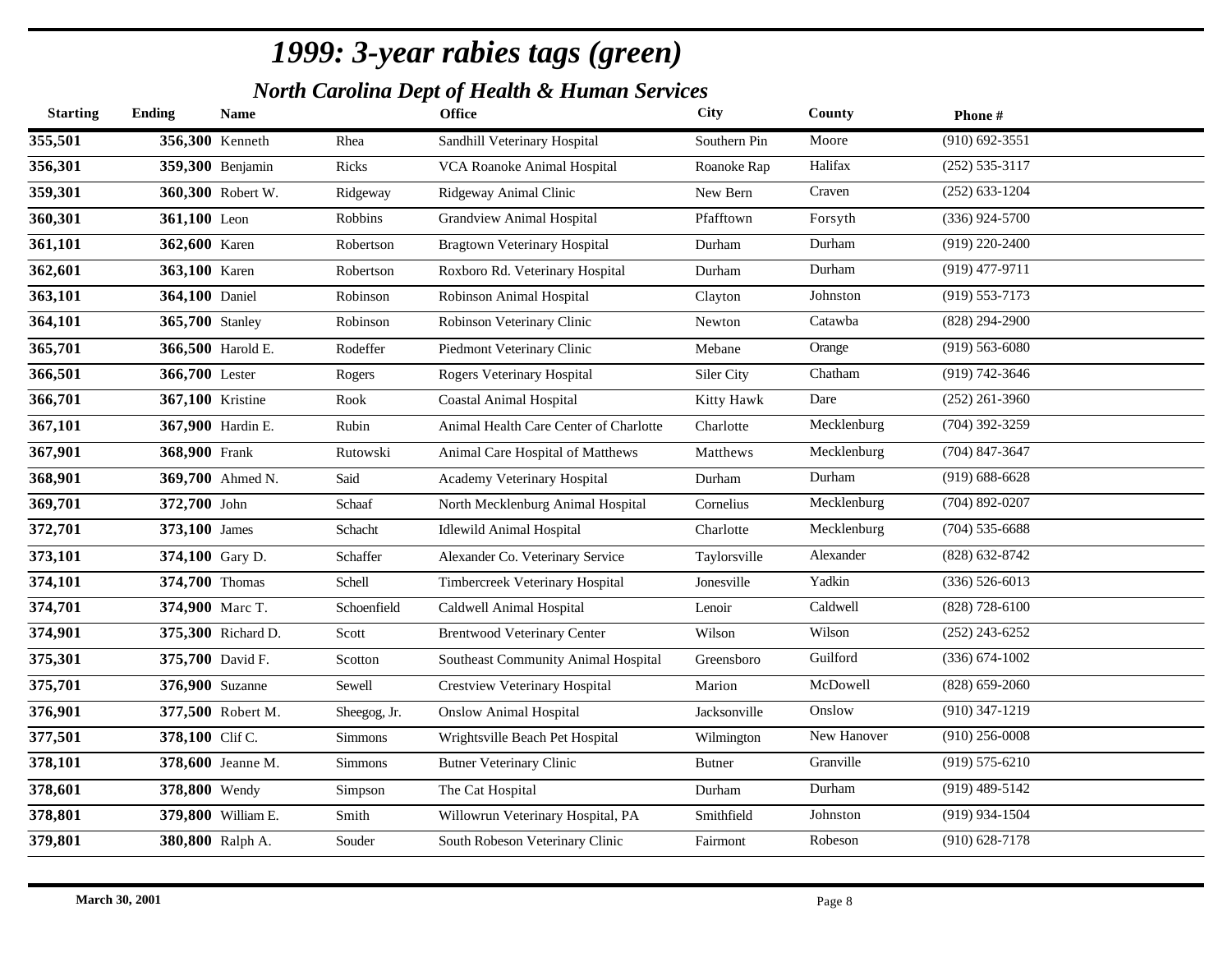# *1999: 3-year rabies tags (green)*

## *North Carolina Dept of Health & Human Services*

| Starting | Ending | Name | | Office | City | County | Phone # |
|---|---|---|---|---|---|---|---|
| **355,501** | **356,300** | Kenneth | Rhea | Sandhill Veterinary Hospital | Southern Pin | Moore | (910) 692-3551 |
| **356,301** | **359,300** | Benjamin | Ricks | VCA Roanoke Animal Hospital | Roanoke Rap | Halifax | (252) 535-3117 |
| **359,301** | **360,300** | Robert W. | Ridgeway | Ridgeway Animal Clinic | New Bern | Craven | (252) 633-1204 |
| **360,301** | **361,100** | Leon | Robbins | Grandview Animal Hospital | Pfafftown | Forsyth | (336) 924-5700 |
| **361,101** | **362,600** | Karen | Robertson | Bragtown Veterinary Hospital | Durham | Durham | (919) 220-2400 |
| **362,601** | **363,100** | Karen | Robertson | Roxboro Rd. Veterinary Hospital | Durham | Durham | (919) 477-9711 |
| **363,101** | **364,100** | Daniel | Robinson | Robinson Animal Hospital | Clayton | Johnston | (919) 553-7173 |
| **364,101** | **365,700** | Stanley | Robinson | Robinson Veterinary Clinic | Newton | Catawba | (828) 294-2900 |
| **365,701** | **366,500** | Harold E. | Rodeffer | Piedmont Veterinary Clinic | Mebane | Orange | (919) 563-6080 |
| **366,501** | **366,700** | Lester | Rogers | Rogers Veterinary Hospital | Siler City | Chatham | (919) 742-3646 |
| **366,701** | **367,100** | Kristine | Rook | Coastal Animal Hospital | Kitty Hawk | Dare | (252) 261-3960 |
| **367,101** | **367,900** | Hardin E. | Rubin | Animal Health Care Center of Charlotte | Charlotte | Mecklenburg | (704) 392-3259 |
| **367,901** | **368,900** | Frank | Rutowski | Animal Care Hospital of Matthews | Matthews | Mecklenburg | (704) 847-3647 |
| **368,901** | **369,700** | Ahmed N. | Said | Academy Veterinary Hospital | Durham | Durham | (919) 688-6628 |
| **369,701** | **372,700** | John | Schaaf | North Mecklenburg Animal Hospital | Cornelius | Mecklenburg | (704) 892-0207 |
| **372,701** | **373,100** | James | Schacht | Idlewild Animal Hospital | Charlotte | Mecklenburg | (704) 535-6688 |
| **373,101** | **374,100** | Gary D. | Schaffer | Alexander Co. Veterinary Service | Taylorsville | Alexander | (828) 632-8742 |
| **374,101** | **374,700** | Thomas | Schell | Timbercreek Veterinary Hospital | Jonesville | Yadkin | (336) 526-6013 |
| **374,701** | **374,900** | Marc T. | Schoenfield | Caldwell Animal Hospital | Lenoir | Caldwell | (828) 728-6100 |
| **374,901** | **375,300** | Richard D. | Scott | Brentwood Veterinary Center | Wilson | Wilson | (252) 243-6252 |
| **375,301** | **375,700** | David F. | Scotton | Southeast Community Animal Hospital | Greensboro | Guilford | (336) 674-1002 |
| **375,701** | **376,900** | Suzanne | Sewell | Crestview Veterinary Hospital | Marion | McDowell | (828) 659-2060 |
| **376,901** | **377,500** | Robert M. | Sheegog, Jr. | Onslow Animal Hospital | Jacksonville | Onslow | (910) 347-1219 |
| **377,501** | **378,100** | Clif C. | Simmons | Wrightsville Beach Pet Hospital | Wilmington | New Hanover | (910) 256-0008 |
| **378,101** | **378,600** | Jeanne M. | Simmons | Butner Veterinary Clinic | Butner | Granville | (919) 575-6210 |
| **378,601** | **378,800** | Wendy | Simpson | The Cat Hospital | Durham | Durham | (919) 489-5142 |
| **378,801** | **379,800** | William E. | Smith | Willowrun Veterinary Hospital, PA | Smithfield | Johnston | (919) 934-1504 |
| **379,801** | **380,800** | Ralph A. | Souder | South Robeson Veterinary Clinic | Fairmont | Robeson | (910) 628-7178 |

**March 30, 2001**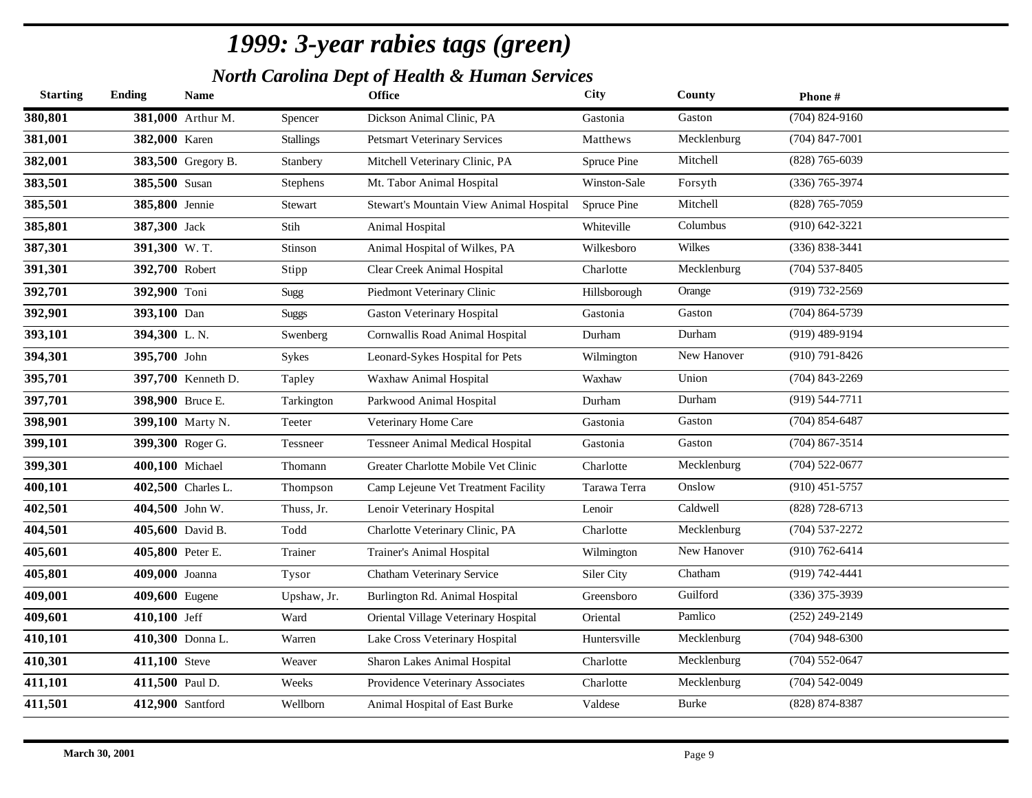# 1999: 3-year rabies tags (green)

## North Carolina Dept of Health & Human Services

| Starting | Ending | Name | | Office | City | County | Phone # |
|---|---|---|---|---|---|---|---|
| 380,801 | 381,000 | Arthur M. | Spencer | Dickson Animal Clinic, PA | Gastonia | Gaston | (704) 824-9160 |
| 381,001 | 382,000 | Karen | Stallings | Petsmart Veterinary Services | Matthews | Mecklenburg | (704) 847-7001 |
| 382,001 | 383,500 | Gregory B. | Stanbery | Mitchell Veterinary Clinic, PA | Spruce Pine | Mitchell | (828) 765-6039 |
| 383,501 | 385,500 | Susan | Stephens | Mt. Tabor Animal Hospital | Winston-Sale | Forsyth | (336) 765-3974 |
| 385,501 | 385,800 | Jennie | Stewart | Stewart's Mountain View Animal Hospital | Spruce Pine | Mitchell | (828) 765-7059 |
| 385,801 | 387,300 | Jack | Stih | Animal Hospital | Whiteville | Columbus | (910) 642-3221 |
| 387,301 | 391,300 | W. T. | Stinson | Animal Hospital of Wilkes, PA | Wilkesboro | Wilkes | (336) 838-3441 |
| 391,301 | 392,700 | Robert | Stipp | Clear Creek Animal Hospital | Charlotte | Mecklenburg | (704) 537-8405 |
| 392,701 | 392,900 | Toni | Sugg | Piedmont Veterinary Clinic | Hillsborough | Orange | (919) 732-2569 |
| 392,901 | 393,100 | Dan | Suggs | Gaston Veterinary Hospital | Gastonia | Gaston | (704) 864-5739 |
| 393,101 | 394,300 | L. N. | Swenberg | Cornwallis Road Animal Hospital | Durham | Durham | (919) 489-9194 |
| 394,301 | 395,700 | John | Sykes | Leonard-Sykes Hospital for Pets | Wilmington | New Hanover | (910) 791-8426 |
| 395,701 | 397,700 | Kenneth D. | Tapley | Waxhaw Animal Hospital | Waxhaw | Union | (704) 843-2269 |
| 397,701 | 398,900 | Bruce E. | Tarkington | Parkwood Animal Hospital | Durham | Durham | (919) 544-7711 |
| 398,901 | 399,100 | Marty N. | Teeter | Veterinary Home Care | Gastonia | Gaston | (704) 854-6487 |
| 399,101 | 399,300 | Roger G. | Tessneer | Tessneer Animal Medical Hospital | Gastonia | Gaston | (704) 867-3514 |
| 399,301 | 400,100 | Michael | Thomann | Greater Charlotte Mobile Vet Clinic | Charlotte | Mecklenburg | (704) 522-0677 |
| 400,101 | 402,500 | Charles L. | Thompson | Camp Lejeune Vet Treatment Facility | Tarawa Terra | Onslow | (910) 451-5757 |
| 402,501 | 404,500 | John W. | Thuss, Jr. | Lenoir Veterinary Hospital | Lenoir | Caldwell | (828) 728-6713 |
| 404,501 | 405,600 | David B. | Todd | Charlotte Veterinary Clinic, PA | Charlotte | Mecklenburg | (704) 537-2272 |
| 405,601 | 405,800 | Peter E. | Trainer | Trainer's Animal Hospital | Wilmington | New Hanover | (910) 762-6414 |
| 405,801 | 409,000 | Joanna | Tysor | Chatham Veterinary Service | Siler City | Chatham | (919) 742-4441 |
| 409,001 | 409,600 | Eugene | Upshaw, Jr. | Burlington Rd. Animal Hospital | Greensboro | Guilford | (336) 375-3939 |
| 409,601 | 410,100 | Jeff | Ward | Oriental Village Veterinary Hospital | Oriental | Pamlico | (252) 249-2149 |
| 410,101 | 410,300 | Donna L. | Warren | Lake Cross Veterinary Hospital | Huntersville | Mecklenburg | (704) 948-6300 |
| 410,301 | 411,100 | Steve | Weaver | Sharon Lakes Animal Hospital | Charlotte | Mecklenburg | (704) 552-0647 |
| 411,101 | 411,500 | Paul D. | Weeks | Providence Veterinary Associates | Charlotte | Mecklenburg | (704) 542-0049 |
| 411,501 | 412,900 | Santford | Wellborn | Animal Hospital of East Burke | Valdese | Burke | (828) 874-8387 |

March 30, 2001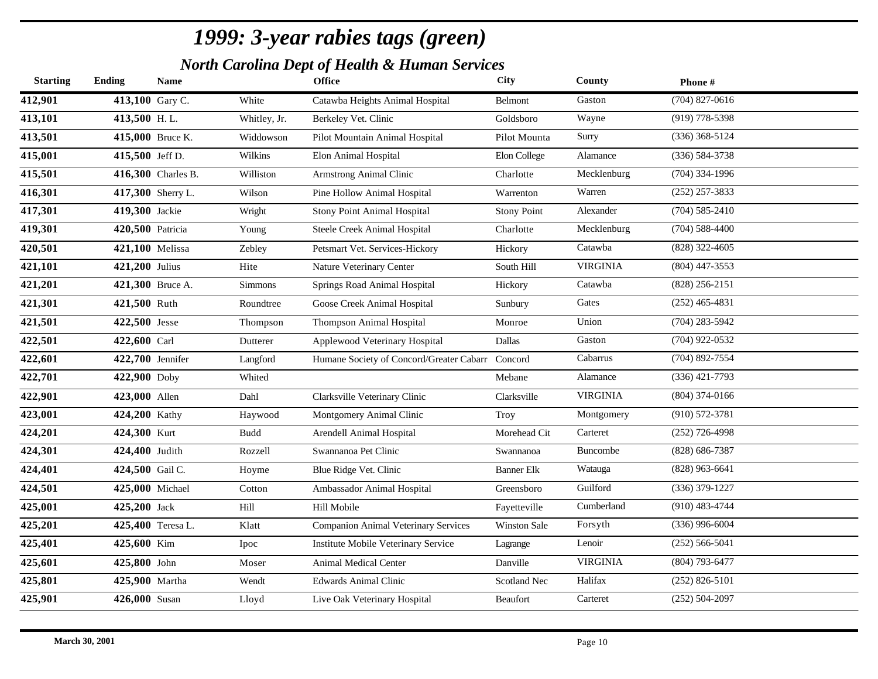# 1999: 3-year rabies tags (green)

## North Carolina Dept of Health & Human Services

| Starting | Ending | Name | | Office | City | County | Phone # |
|---|---|---|---|---|---|---|---|
| 412,901 | 413,100 | Gary C. | White | Catawba Heights Animal Hospital | Belmont | Gaston | (704) 827-0616 |
| 413,101 | 413,500 | H. L. | Whitley, Jr. | Berkeley Vet. Clinic | Goldsboro | Wayne | (919) 778-5398 |
| 413,501 | 415,000 | Bruce K. | Widdowson | Pilot Mountain Animal Hospital | Pilot Mounta | Surry | (336) 368-5124 |
| 415,001 | 415,500 | Jeff D. | Wilkins | Elon Animal Hospital | Elon College | Alamance | (336) 584-3738 |
| 415,501 | 416,300 | Charles B. | Williston | Armstrong Animal Clinic | Charlotte | Mecklenburg | (704) 334-1996 |
| 416,301 | 417,300 | Sherry L. | Wilson | Pine Hollow Animal Hospital | Warrenton | Warren | (252) 257-3833 |
| 417,301 | 419,300 | Jackie | Wright | Stony Point Animal Hospital | Stony Point | Alexander | (704) 585-2410 |
| 419,301 | 420,500 | Patricia | Young | Steele Creek Animal Hospital | Charlotte | Mecklenburg | (704) 588-4400 |
| 420,501 | 421,100 | Melissa | Zebley | Petsmart Vet. Services-Hickory | Hickory | Catawba | (828) 322-4605 |
| 421,101 | 421,200 | Julius | Hite | Nature Veterinary Center | South Hill | VIRGINIA | (804) 447-3553 |
| 421,201 | 421,300 | Bruce A. | Simmons | Springs Road Animal Hospital | Hickory | Catawba | (828) 256-2151 |
| 421,301 | 421,500 | Ruth | Roundtree | Goose Creek Animal Hospital | Sunbury | Gates | (252) 465-4831 |
| 421,501 | 422,500 | Jesse | Thompson | Thompson Animal Hospital | Monroe | Union | (704) 283-5942 |
| 422,501 | 422,600 | Carl | Dutterer | Applewood Veterinary Hospital | Dallas | Gaston | (704) 922-0532 |
| 422,601 | 422,700 | Jennifer | Langford | Humane Society of Concord/Greater Cabarr | Concord | Cabarrus | (704) 892-7554 |
| 422,701 | 422,900 | Doby | Whited | | Mebane | Alamance | (336) 421-7793 |
| 422,901 | 423,000 | Allen | Dahl | Clarksville Veterinary Clinic | Clarksville | VIRGINIA | (804) 374-0166 |
| 423,001 | 424,200 | Kathy | Haywood | Montgomery Animal Clinic | Troy | Montgomery | (910) 572-3781 |
| 424,201 | 424,300 | Kurt | Budd | Arendell Animal Hospital | Morehead Cit | Carteret | (252) 726-4998 |
| 424,301 | 424,400 | Judith | Rozzell | Swannanoa Pet Clinic | Swannanoa | Buncombe | (828) 686-7387 |
| 424,401 | 424,500 | Gail C. | Hoyme | Blue Ridge Vet. Clinic | Banner Elk | Watauga | (828) 963-6641 |
| 424,501 | 425,000 | Michael | Cotton | Ambassador Animal Hospital | Greensboro | Guilford | (336) 379-1227 |
| 425,001 | 425,200 | Jack | Hill | Hill Mobile | Fayetteville | Cumberland | (910) 483-4744 |
| 425,201 | 425,400 | Teresa L. | Klatt | Companion Animal Veterinary Services | Winston Sale | Forsyth | (336) 996-6004 |
| 425,401 | 425,600 | Kim | Ipoc | Institute Mobile Veterinary Service | Lagrange | Lenoir | (252) 566-5041 |
| 425,601 | 425,800 | John | Moser | Animal Medical Center | Danville | VIRGINIA | (804) 793-6477 |
| 425,801 | 425,900 | Martha | Wendt | Edwards Animal Clinic | Scotland Nec | Halifax | (252) 826-5101 |
| 425,901 | 426,000 | Susan | Lloyd | Live Oak Veterinary Hospital | Beaufort | Carteret | (252) 504-2097 |

March 30, 2001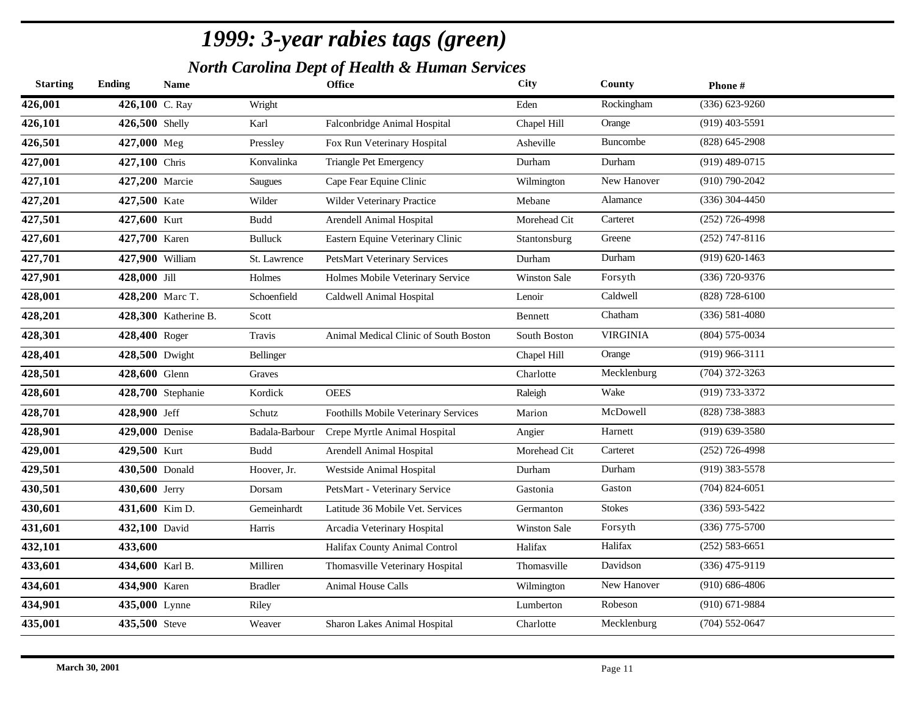# *1999: 3-year rabies tags (green)*

## *North Carolina Dept of Health & Human Services*

| Starting | Ending | Name | | Office | City | County | Phone # |
|---|---|---|---|---|---|---|---|
| **426,001** | **426,100** | C. Ray | Wright | | Eden | Rockingham | (336) 623-9260 |
| **426,101** | **426,500** | Shelly | Karl | Falconbridge Animal Hospital | Chapel Hill | Orange | (919) 403-5591 |
| **426,501** | **427,000** | Meg | Pressley | Fox Run Veterinary Hospital | Asheville | Buncombe | (828) 645-2908 |
| **427,001** | **427,100** | Chris | Konvalinka | Triangle Pet Emergency | Durham | Durham | (919) 489-0715 |
| **427,101** | **427,200** | Marcie | Saugues | Cape Fear Equine Clinic | Wilmington | New Hanover | (910) 790-2042 |
| **427,201** | **427,500** | Kate | Wilder | Wilder Veterinary Practice | Mebane | Alamance | (336) 304-4450 |
| **427,501** | **427,600** | Kurt | Budd | Arendell Animal Hospital | Morehead Cit | Carteret | (252) 726-4998 |
| **427,601** | **427,700** | Karen | Bulluck | Eastern Equine Veterinary Clinic | Stantonsburg | Greene | (252) 747-8116 |
| **427,701** | **427,900** | William | St. Lawrence | PetsMart Veterinary Services | Durham | Durham | (919) 620-1463 |
| **427,901** | **428,000** | Jill | Holmes | Holmes Mobile Veterinary Service | Winston Sale | Forsyth | (336) 720-9376 |
| **428,001** | **428,200** | Marc T. | Schoenfield | Caldwell Animal Hospital | Lenoir | Caldwell | (828) 728-6100 |
| **428,201** | **428,300** | Katherine B. | Scott | | Bennett | Chatham | (336) 581-4080 |
| **428,301** | **428,400** | Roger | Travis | Animal Medical Clinic of South Boston | South Boston | VIRGINIA | (804) 575-0034 |
| **428,401** | **428,500** | Dwight | Bellinger | | Chapel Hill | Orange | (919) 966-3111 |
| **428,501** | **428,600** | Glenn | Graves | | Charlotte | Mecklenburg | (704) 372-3263 |
| **428,601** | **428,700** | Stephanie | Kordick | OEES | Raleigh | Wake | (919) 733-3372 |
| **428,701** | **428,900** | Jeff | Schutz | Foothills Mobile Veterinary Services | Marion | McDowell | (828) 738-3883 |
| **428,901** | **429,000** | Denise | Badala-Barbour | Crepe Myrtle Animal Hospital | Angier | Harnett | (919) 639-3580 |
| **429,001** | **429,500** | Kurt | Budd | Arendell Animal Hospital | Morehead Cit | Carteret | (252) 726-4998 |
| **429,501** | **430,500** | Donald | Hoover, Jr. | Westside Animal Hospital | Durham | Durham | (919) 383-5578 |
| **430,501** | **430,600** | Jerry | Dorsam | PetsMart - Veterinary Service | Gastonia | Gaston | (704) 824-6051 |
| **430,601** | **431,600** | Kim D. | Gemeinhardt | Latitude 36 Mobile Vet. Services | Germanton | Stokes | (336) 593-5422 |
| **431,601** | **432,100** | David | Harris | Arcadia Veterinary Hospital | Winston Sale | Forsyth | (336) 775-5700 |
| **432,101** | **433,600** | | | Halifax County Animal Control | Halifax | Halifax | (252) 583-6651 |
| **433,601** | **434,600** | Karl B. | Milliren | Thomasville Veterinary Hospital | Thomasville | Davidson | (336) 475-9119 |
| **434,601** | **434,900** | Karen | Bradler | Animal House Calls | Wilmington | New Hanover | (910) 686-4806 |
| **434,901** | **435,000** | Lynne | Riley | | Lumberton | Robeson | (910) 671-9884 |
| **435,001** | **435,500** | Steve | Weaver | Sharon Lakes Animal Hospital | Charlotte | Mecklenburg | (704) 552-0647 |

**March 30, 2001**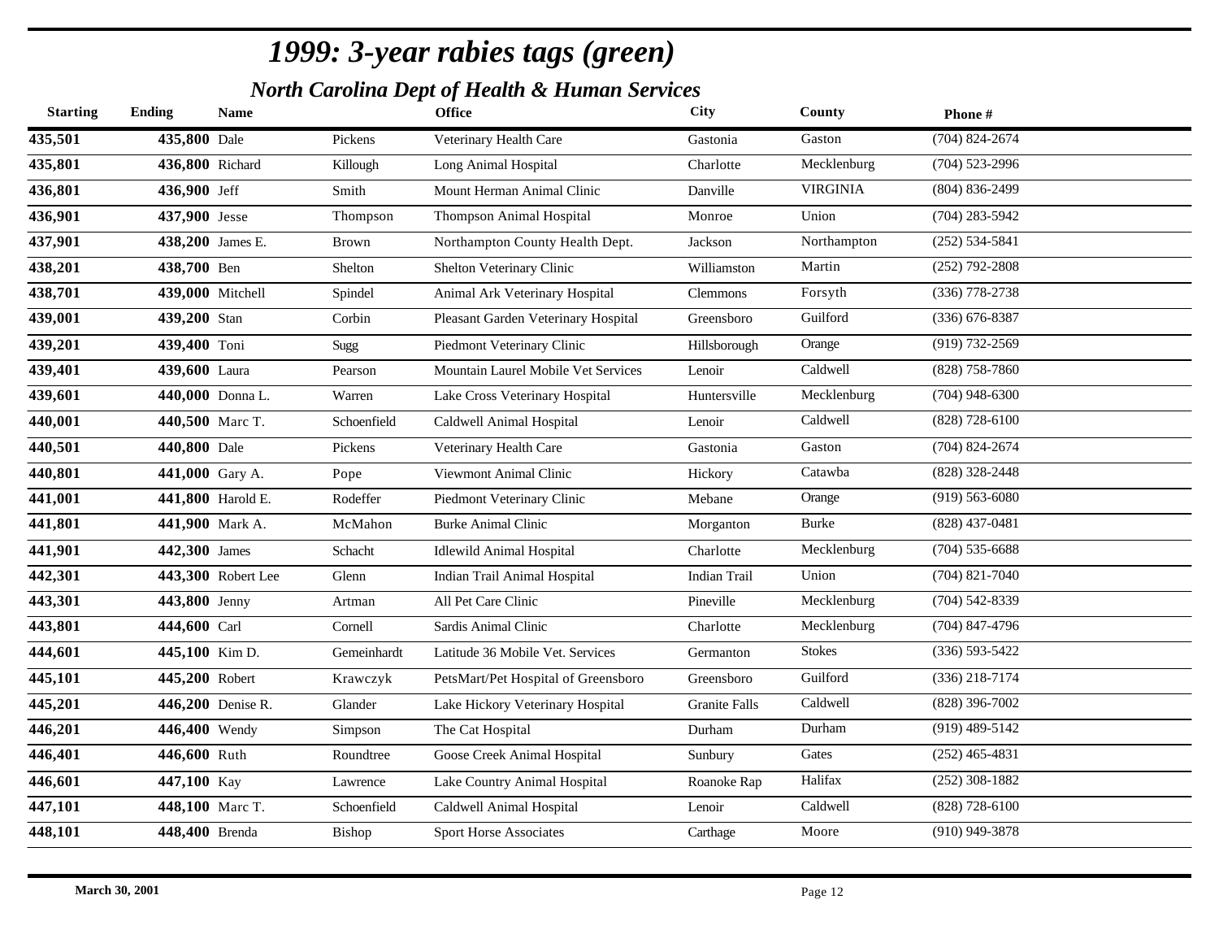# *1999: 3-year rabies tags (green)*

## *North Carolina Dept of Health & Human Services*

| Starting | Ending | Name | | Office | City | County | Phone # |
|---|---|---|---|---|---|---|---|
| 435,501 | 435,800 | Dale | Pickens | Veterinary Health Care | Gastonia | Gaston | (704) 824-2674 |
| 435,801 | 436,800 | Richard | Killough | Long Animal Hospital | Charlotte | Mecklenburg | (704) 523-2996 |
| 436,801 | 436,900 | Jeff | Smith | Mount Herman Animal Clinic | Danville | VIRGINIA | (804) 836-2499 |
| 436,901 | 437,900 | Jesse | Thompson | Thompson Animal Hospital | Monroe | Union | (704) 283-5942 |
| 437,901 | 438,200 | James E. | Brown | Northampton County Health Dept. | Jackson | Northampton | (252) 534-5841 |
| 438,201 | 438,700 | Ben | Shelton | Shelton Veterinary Clinic | Williamston | Martin | (252) 792-2808 |
| 438,701 | 439,000 | Mitchell | Spindel | Animal Ark Veterinary Hospital | Clemmons | Forsyth | (336) 778-2738 |
| 439,001 | 439,200 | Stan | Corbin | Pleasant Garden Veterinary Hospital | Greensboro | Guilford | (336) 676-8387 |
| 439,201 | 439,400 | Toni | Sugg | Piedmont Veterinary Clinic | Hillsborough | Orange | (919) 732-2569 |
| 439,401 | 439,600 | Laura | Pearson | Mountain Laurel Mobile Vet Services | Lenoir | Caldwell | (828) 758-7860 |
| 439,601 | 440,000 | Donna L. | Warren | Lake Cross Veterinary Hospital | Huntersville | Mecklenburg | (704) 948-6300 |
| 440,001 | 440,500 | Marc T. | Schoenfield | Caldwell Animal Hospital | Lenoir | Caldwell | (828) 728-6100 |
| 440,501 | 440,800 | Dale | Pickens | Veterinary Health Care | Gastonia | Gaston | (704) 824-2674 |
| 440,801 | 441,000 | Gary A. | Pope | Viewmont Animal Clinic | Hickory | Catawba | (828) 328-2448 |
| 441,001 | 441,800 | Harold E. | Rodeffer | Piedmont Veterinary Clinic | Mebane | Orange | (919) 563-6080 |
| 441,801 | 441,900 | Mark A. | McMahon | Burke Animal Clinic | Morganton | Burke | (828) 437-0481 |
| 441,901 | 442,300 | James | Schacht | Idlewild Animal Hospital | Charlotte | Mecklenburg | (704) 535-6688 |
| 442,301 | 443,300 | Robert Lee | Glenn | Indian Trail Animal Hospital | Indian Trail | Union | (704) 821-7040 |
| 443,301 | 443,800 | Jenny | Artman | All Pet Care Clinic | Pineville | Mecklenburg | (704) 542-8339 |
| 443,801 | 444,600 | Carl | Cornell | Sardis Animal Clinic | Charlotte | Mecklenburg | (704) 847-4796 |
| 444,601 | 445,100 | Kim D. | Gemeinhardt | Latitude 36 Mobile Vet. Services | Germanton | Stokes | (336) 593-5422 |
| 445,101 | 445,200 | Robert | Krawczyk | PetsMart/Pet Hospital of Greensboro | Greensboro | Guilford | (336) 218-7174 |
| 445,201 | 446,200 | Denise R. | Glander | Lake Hickory Veterinary Hospital | Granite Falls | Caldwell | (828) 396-7002 |
| 446,201 | 446,400 | Wendy | Simpson | The Cat Hospital | Durham | Durham | (919) 489-5142 |
| 446,401 | 446,600 | Ruth | Roundtree | Goose Creek Animal Hospital | Sunbury | Gates | (252) 465-4831 |
| 446,601 | 447,100 | Kay | Lawrence | Lake Country Animal Hospital | Roanoke Rap | Halifax | (252) 308-1882 |
| 447,101 | 448,100 | Marc T. | Schoenfield | Caldwell Animal Hospital | Lenoir | Caldwell | (828) 728-6100 |
| 448,101 | 448,400 | Brenda | Bishop | Sport Horse Associates | Carthage | Moore | (910) 949-3878 |

**March 30, 2001**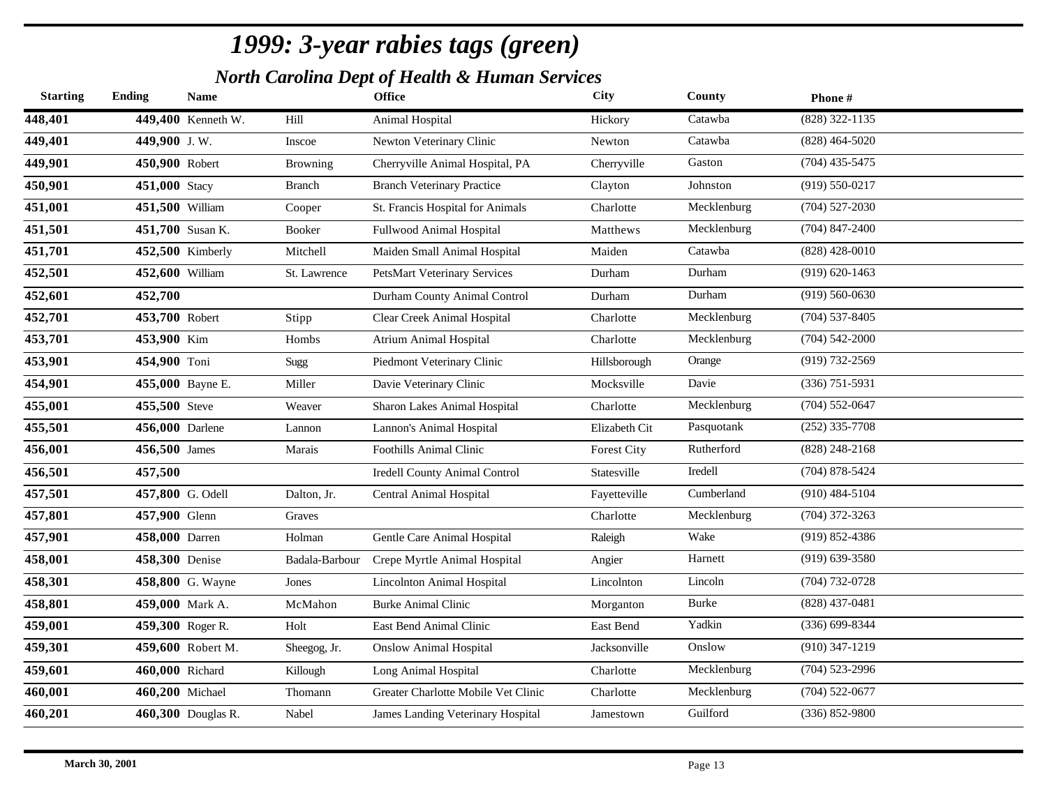# 1999: 3-year rabies tags (green)

## North Carolina Dept of Health & Human Services

| Starting | Ending | Name | | Office | City | County | Phone # |
|---|---|---|---|---|---|---|---|
| 448,401 | 449,400 | Kenneth W. | Hill | Animal Hospital | Hickory | Catawba | (828) 322-1135 |
| 449,401 | 449,900 | J. W. | Inscoe | Newton Veterinary Clinic | Newton | Catawba | (828) 464-5020 |
| 449,901 | 450,900 | Robert | Browning | Cherryville Animal Hospital, PA | Cherryville | Gaston | (704) 435-5475 |
| 450,901 | 451,000 | Stacy | Branch | Branch Veterinary Practice | Clayton | Johnston | (919) 550-0217 |
| 451,001 | 451,500 | William | Cooper | St. Francis Hospital for Animals | Charlotte | Mecklenburg | (704) 527-2030 |
| 451,501 | 451,700 | Susan K. | Booker | Fullwood Animal Hospital | Matthews | Mecklenburg | (704) 847-2400 |
| 451,701 | 452,500 | Kimberly | Mitchell | Maiden Small Animal Hospital | Maiden | Catawba | (828) 428-0010 |
| 452,501 | 452,600 | William | St. Lawrence | PetsMart Veterinary Services | Durham | Durham | (919) 620-1463 |
| 452,601 | 452,700 | | | Durham County Animal Control | Durham | Durham | (919) 560-0630 |
| 452,701 | 453,700 | Robert | Stipp | Clear Creek Animal Hospital | Charlotte | Mecklenburg | (704) 537-8405 |
| 453,701 | 453,900 | Kim | Hombs | Atrium Animal Hospital | Charlotte | Mecklenburg | (704) 542-2000 |
| 453,901 | 454,900 | Toni | Sugg | Piedmont Veterinary Clinic | Hillsborough | Orange | (919) 732-2569 |
| 454,901 | 455,000 | Bayne E. | Miller | Davie Veterinary Clinic | Mocksville | Davie | (336) 751-5931 |
| 455,001 | 455,500 | Steve | Weaver | Sharon Lakes Animal Hospital | Charlotte | Mecklenburg | (704) 552-0647 |
| 455,501 | 456,000 | Darlene | Lannon | Lannon's Animal Hospital | Elizabeth Cit | Pasquotank | (252) 335-7708 |
| 456,001 | 456,500 | James | Marais | Foothills Animal Clinic | Forest City | Rutherford | (828) 248-2168 |
| 456,501 | 457,500 | | | Iredell County Animal Control | Statesville | Iredell | (704) 878-5424 |
| 457,501 | 457,800 | G. Odell | Dalton, Jr. | Central Animal Hospital | Fayetteville | Cumberland | (910) 484-5104 |
| 457,801 | 457,900 | Glenn | Graves | | Charlotte | Mecklenburg | (704) 372-3263 |
| 457,901 | 458,000 | Darren | Holman | Gentle Care Animal Hospital | Raleigh | Wake | (919) 852-4386 |
| 458,001 | 458,300 | Denise | Badala-Barbour | Crepe Myrtle Animal Hospital | Angier | Harnett | (919) 639-3580 |
| 458,301 | 458,800 | G. Wayne | Jones | Lincolnton Animal Hospital | Lincolnton | Lincoln | (704) 732-0728 |
| 458,801 | 459,000 | Mark A. | McMahon | Burke Animal Clinic | Morganton | Burke | (828) 437-0481 |
| 459,001 | 459,300 | Roger R. | Holt | East Bend Animal Clinic | East Bend | Yadkin | (336) 699-8344 |
| 459,301 | 459,600 | Robert M. | Sheegog, Jr. | Onslow Animal Hospital | Jacksonville | Onslow | (910) 347-1219 |
| 459,601 | 460,000 | Richard | Killough | Long Animal Hospital | Charlotte | Mecklenburg | (704) 523-2996 |
| 460,001 | 460,200 | Michael | Thomann | Greater Charlotte Mobile Vet Clinic | Charlotte | Mecklenburg | (704) 522-0677 |
| 460,201 | 460,300 | Douglas R. | Nabel | James Landing Veterinary Hospital | Jamestown | Guilford | (336) 852-9800 |

March 30, 2001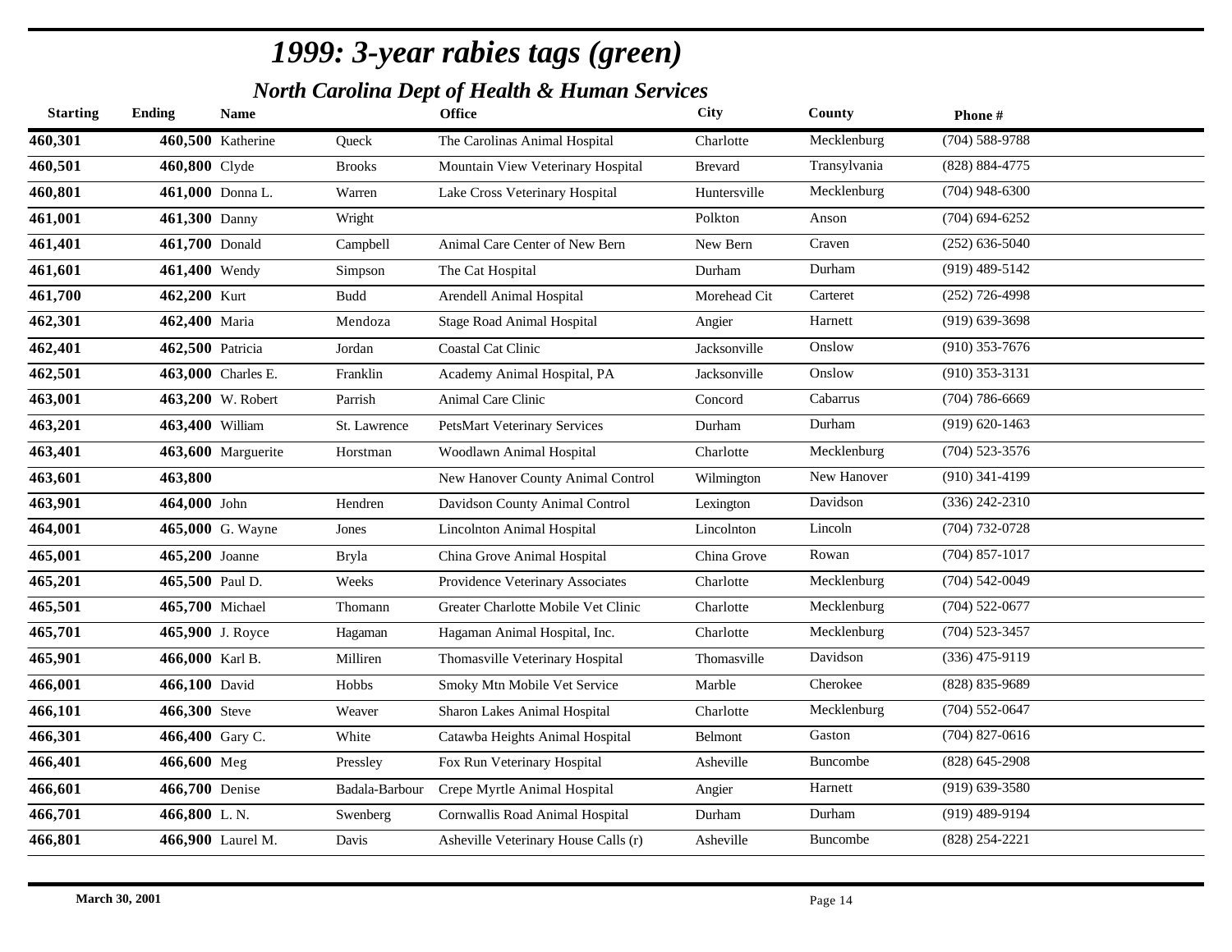# 1999: 3-year rabies tags (green)

## North Carolina Dept of Health & Human Services

| Starting | Ending | Name | | Office | City | County | Phone # |
|---|---|---|---|---|---|---|---|
| 460,301 | 460,500 | Katherine | Queck | The Carolinas Animal Hospital | Charlotte | Mecklenburg | (704) 588-9788 |
| 460,501 | 460,800 | Clyde | Brooks | Mountain View Veterinary Hospital | Brevard | Transylvania | (828) 884-4775 |
| 460,801 | 461,000 | Donna L. | Warren | Lake Cross Veterinary Hospital | Huntersville | Mecklenburg | (704) 948-6300 |
| 461,001 | 461,300 | Danny | Wright | | Polkton | Anson | (704) 694-6252 |
| 461,401 | 461,700 | Donald | Campbell | Animal Care Center of New Bern | New Bern | Craven | (252) 636-5040 |
| 461,601 | 461,400 | Wendy | Simpson | The Cat Hospital | Durham | Durham | (919) 489-5142 |
| 461,700 | 462,200 | Kurt | Budd | Arendell Animal Hospital | Morehead Cit | Carteret | (252) 726-4998 |
| 462,301 | 462,400 | Maria | Mendoza | Stage Road Animal Hospital | Angier | Harnett | (919) 639-3698 |
| 462,401 | 462,500 | Patricia | Jordan | Coastal Cat Clinic | Jacksonville | Onslow | (910) 353-7676 |
| 462,501 | 463,000 | Charles E. | Franklin | Academy Animal Hospital, PA | Jacksonville | Onslow | (910) 353-3131 |
| 463,001 | 463,200 | W. Robert | Parrish | Animal Care Clinic | Concord | Cabarrus | (704) 786-6669 |
| 463,201 | 463,400 | William | St. Lawrence | PetsMart Veterinary Services | Durham | Durham | (919) 620-1463 |
| 463,401 | 463,600 | Marguerite | Horstman | Woodlawn Animal Hospital | Charlotte | Mecklenburg | (704) 523-3576 |
| 463,601 | 463,800 | | | New Hanover County Animal Control | Wilmington | New Hanover | (910) 341-4199 |
| 463,901 | 464,000 | John | Hendren | Davidson County Animal Control | Lexington | Davidson | (336) 242-2310 |
| 464,001 | 465,000 | G. Wayne | Jones | Lincolnton Animal Hospital | Lincolnton | Lincoln | (704) 732-0728 |
| 465,001 | 465,200 | Joanne | Bryla | China Grove Animal Hospital | China Grove | Rowan | (704) 857-1017 |
| 465,201 | 465,500 | Paul D. | Weeks | Providence Veterinary Associates | Charlotte | Mecklenburg | (704) 542-0049 |
| 465,501 | 465,700 | Michael | Thomann | Greater Charlotte Mobile Vet Clinic | Charlotte | Mecklenburg | (704) 522-0677 |
| 465,701 | 465,900 | J. Royce | Hagaman | Hagaman Animal Hospital, Inc. | Charlotte | Mecklenburg | (704) 523-3457 |
| 465,901 | 466,000 | Karl B. | Milliren | Thomasville Veterinary Hospital | Thomasville | Davidson | (336) 475-9119 |
| 466,001 | 466,100 | David | Hobbs | Smoky Mtn Mobile Vet Service | Marble | Cherokee | (828) 835-9689 |
| 466,101 | 466,300 | Steve | Weaver | Sharon Lakes Animal Hospital | Charlotte | Mecklenburg | (704) 552-0647 |
| 466,301 | 466,400 | Gary C. | White | Catawba Heights Animal Hospital | Belmont | Gaston | (704) 827-0616 |
| 466,401 | 466,600 | Meg | Pressley | Fox Run Veterinary Hospital | Asheville | Buncombe | (828) 645-2908 |
| 466,601 | 466,700 | Denise | Badala-Barbour | Crepe Myrtle Animal Hospital | Angier | Harnett | (919) 639-3580 |
| 466,701 | 466,800 | L. N. | Swenberg | Cornwallis Road Animal Hospital | Durham | Durham | (919) 489-9194 |
| 466,801 | 466,900 | Laurel M. | Davis | Asheville Veterinary House Calls (r) | Asheville | Buncombe | (828) 254-2221 |

March 30, 2001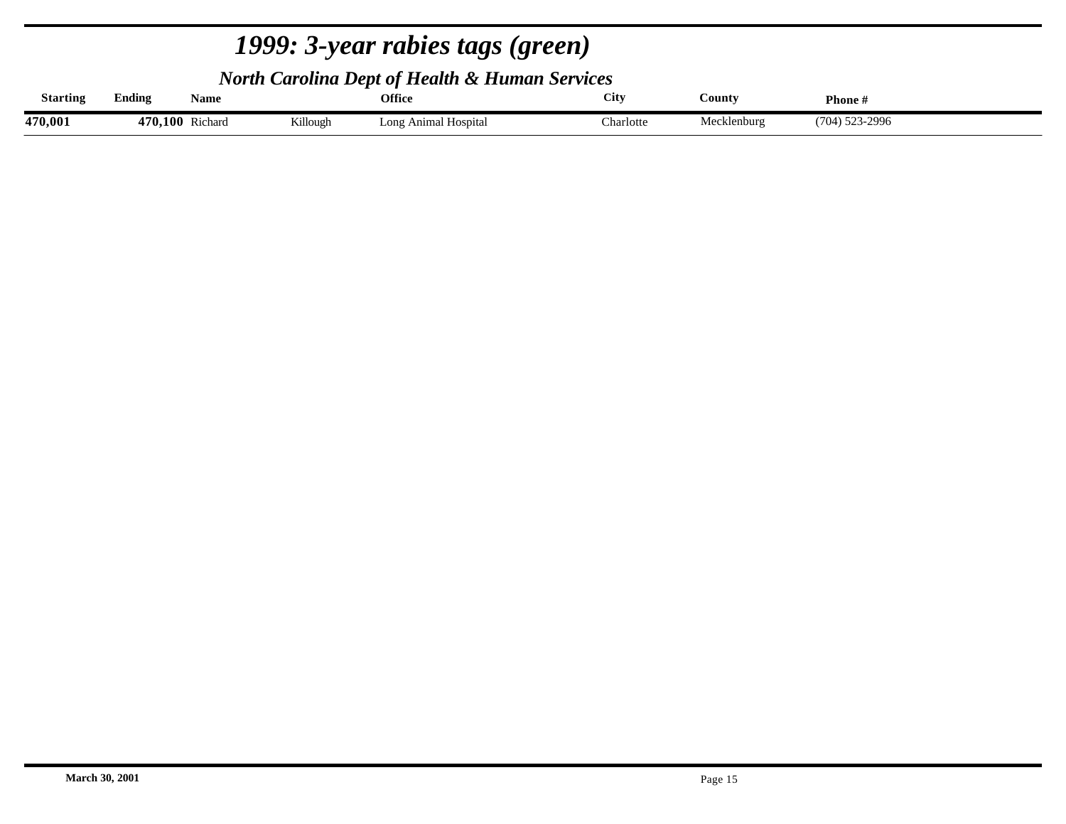# *1999: 3-year rabies tags (green)*

## *North Carolina Dept of Health & Human Services*

| Starting | Ending | Name | | Office | City | County | Phone # |
|---|---|---|---|---|---|---|---|
| 470,001 | 470,100 | Richard | Killough | Long Animal Hospital | Charlotte | Mecklenburg | (704) 523-2996 |

**March 30, 2001**